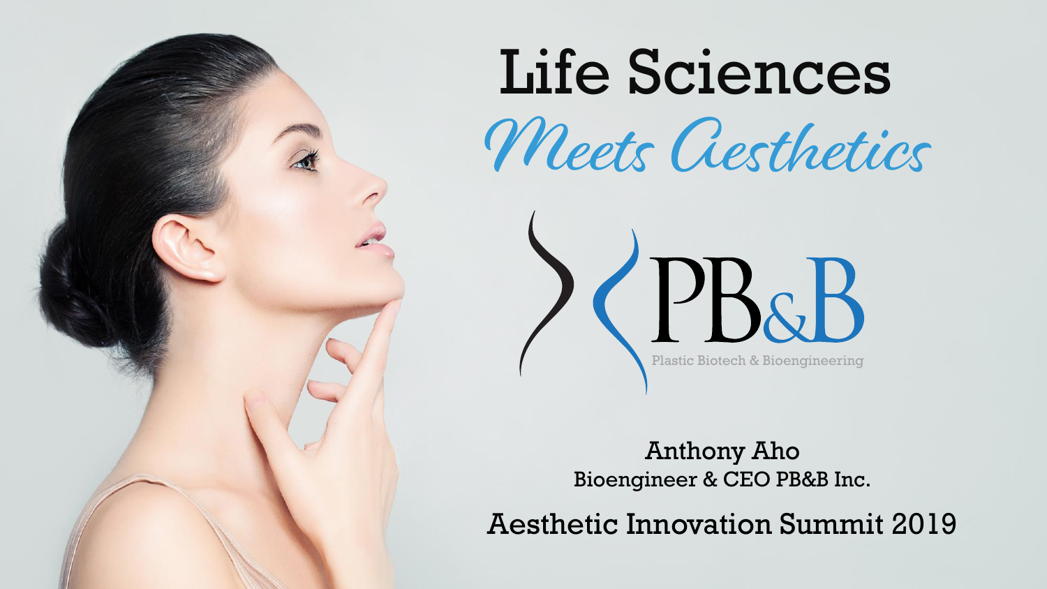# Life Sciences

## *Meets Aesthetics*

PB&B

Plastic Biotech & Bioengineering

Anthony Aho

Bioengineer & CEO PB&B Inc.

Aesthetic Innovation Summit 2019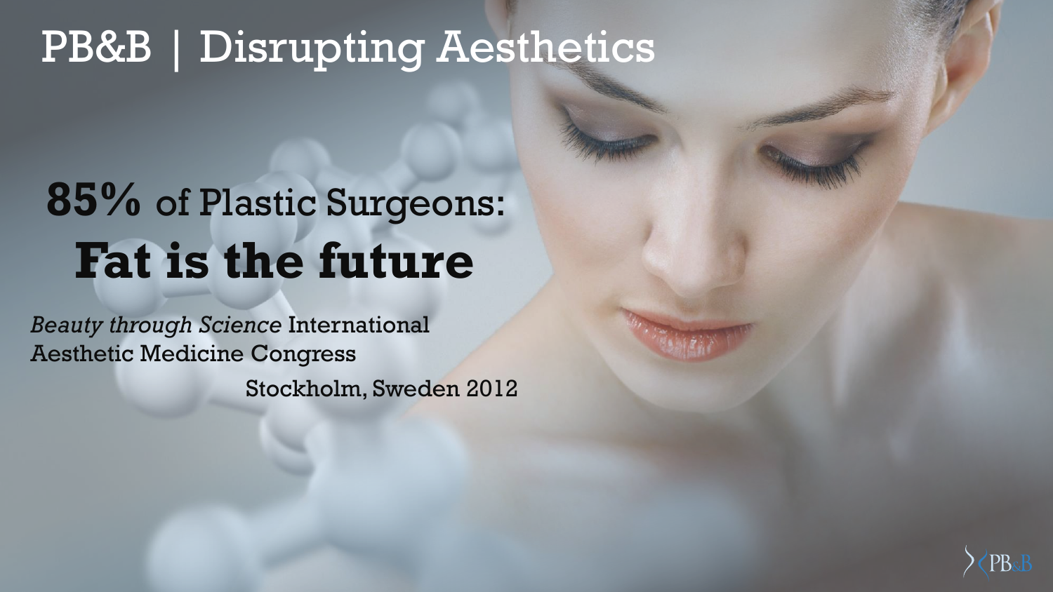# PB&B | Disrupting Aesthetics

## **85%** of Plastic Surgeons:
## **Fat is the future**

*Beauty through Science* International Aesthetic Medicine Congress

Stockholm, Sweden 2012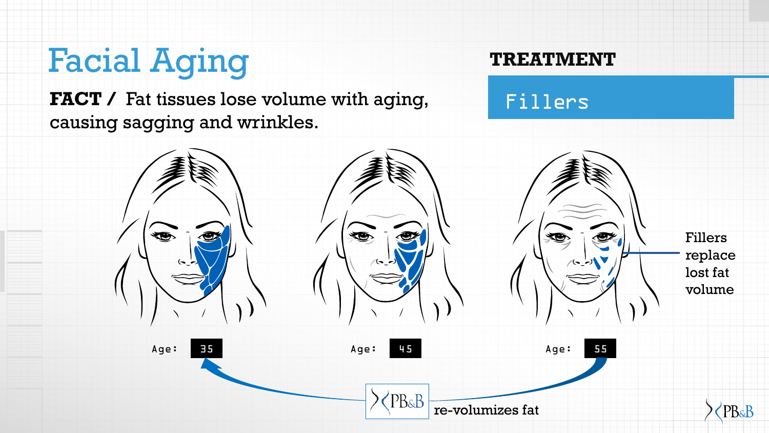# Facial Aging

**FACT /** Fat tissues lose volume with aging, causing sagging and wrinkles.

## TREATMENT

Fillers

Fillers replace lost fat volume

Age: 35

Age: 45

Age: 55

PB&B re-volumizes fat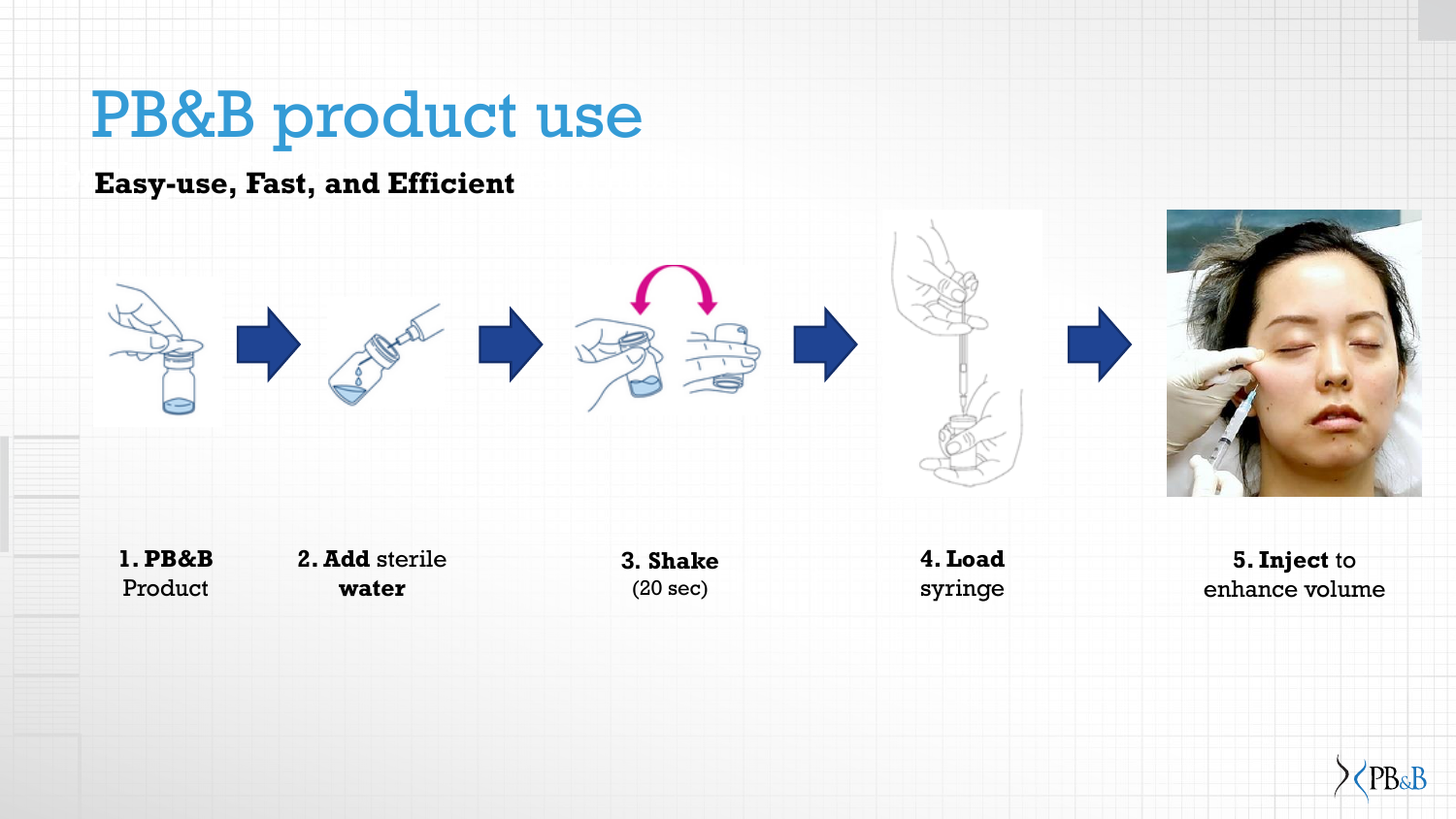# PB&B product use

**Easy-use, Fast, and Efficient**

1. **PB&B** Product
2. **Add** sterile **water**
3. **Shake** (20 sec)
4. **Load** syringe
5. **Inject** to enhance volume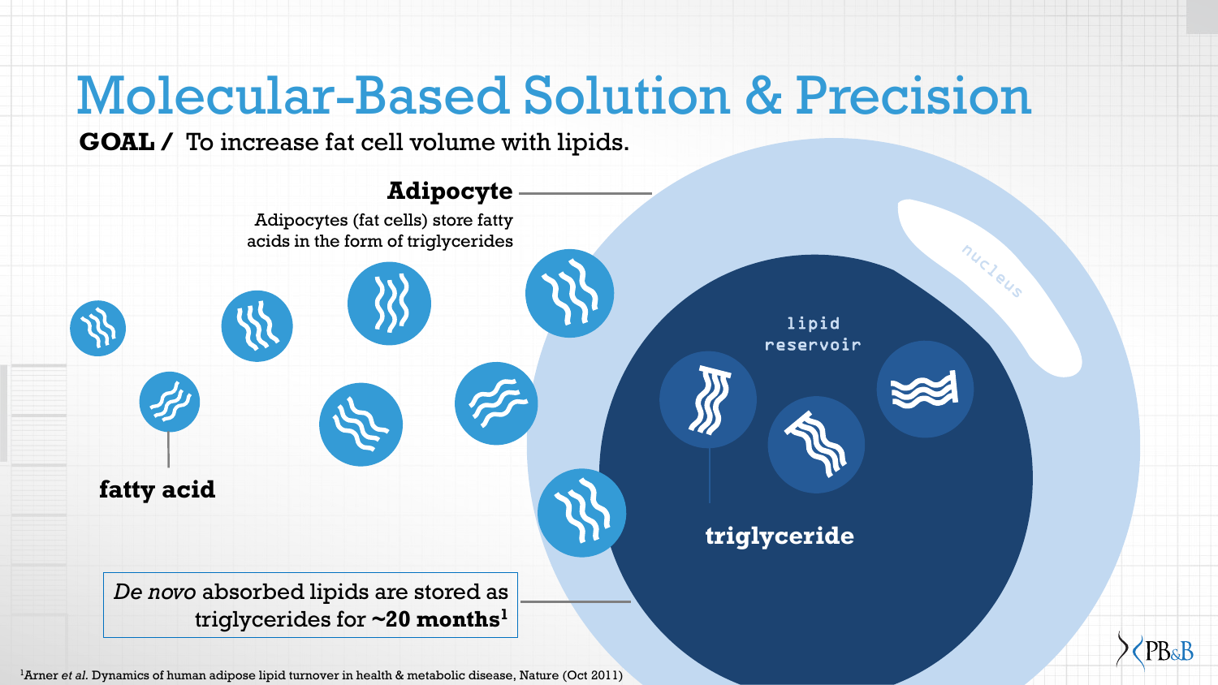# Molecular-Based Solution & Precision

**GOAL /** To increase fat cell volume with lipids.

**Adipocyte**

Adipocytes (fat cells) store fatty acids in the form of triglycerides

**fatty acid**

nucleus

lipid reservoir

**triglyceride**

*De novo* absorbed lipids are stored as triglycerides for **~20 months**[1]

[1]Arner *et al*. Dynamics of human adipose lipid turnover in health & metabolic disease, Nature (Oct 2011)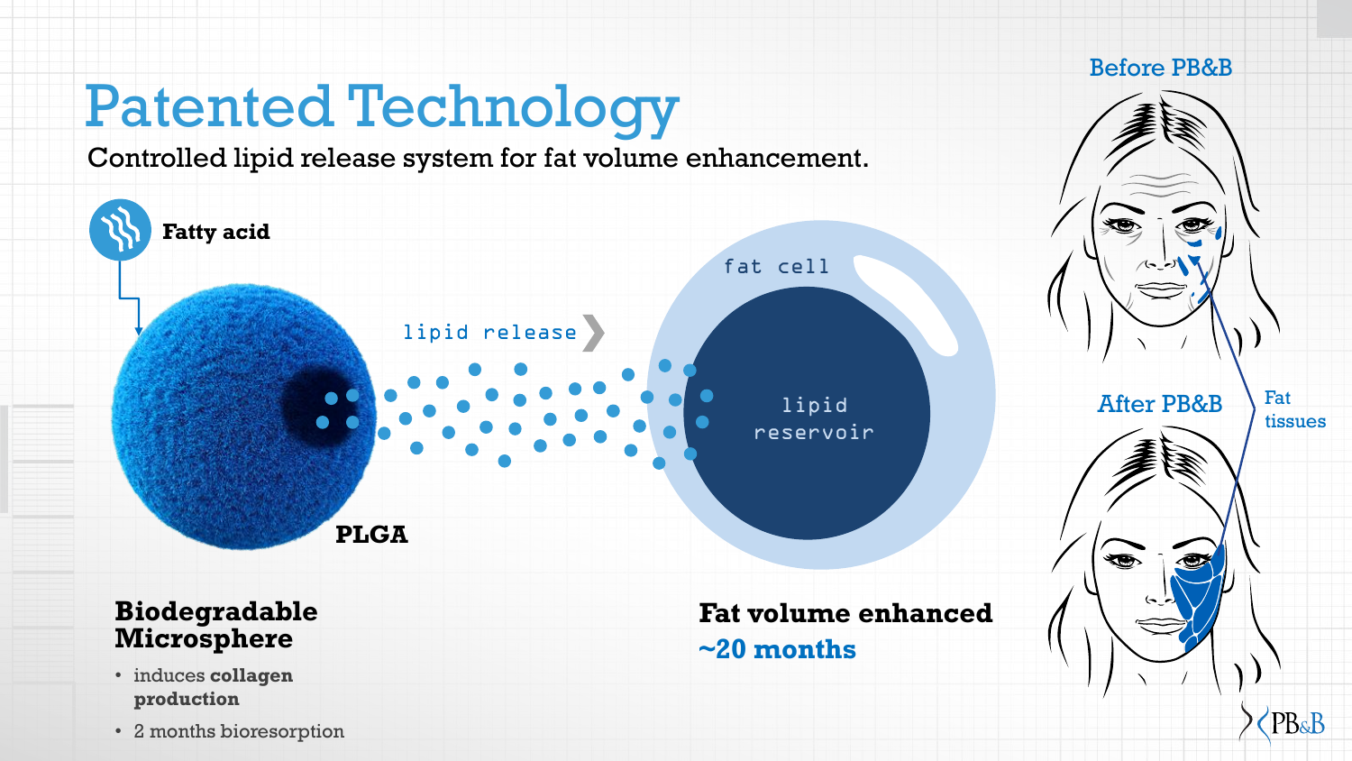# Patented Technology

Controlled lipid release system for fat volume enhancement.

**Fatty acid**

lipid release

fat cell

lipid reservoir

**PLGA**

**Biodegradable Microsphere**

- induces **collagen production**
- 2 months bioresorption

**Fat volume enhanced**

**~20 months**

Before PB&B

After PB&B

Fat tissues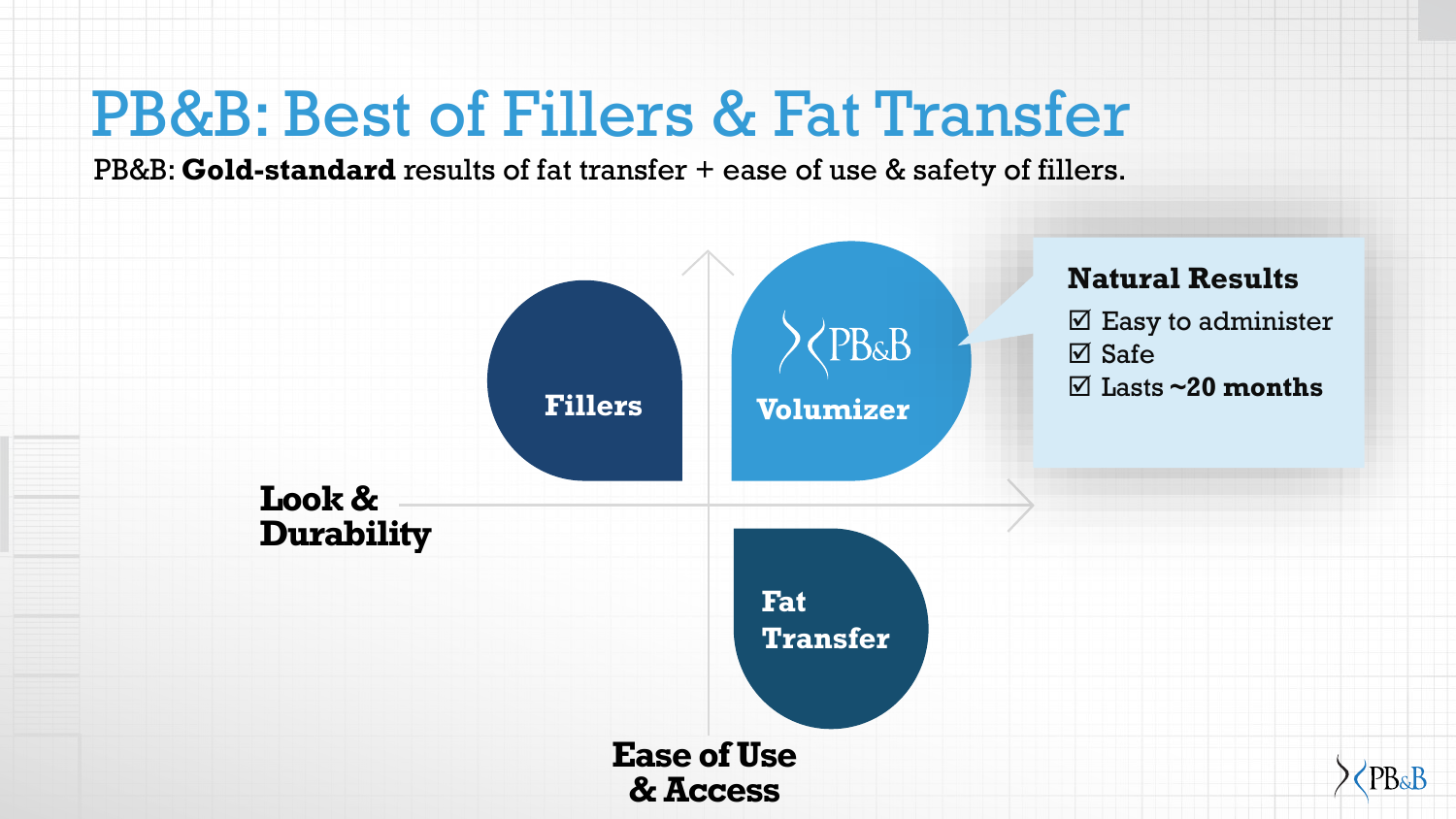# PB&B: Best of Fillers & Fat Transfer

PB&B: **Gold-standard** results of fat transfer + ease of use & safety of fillers.

**Fillers**

**PB&B Volumizer**

**Fat Transfer**

**Look & Durability**

**Ease of Use & Access**

**Natural Results**

- ☑ Easy to administer
- ☑ Safe
- ☑ Lasts ~**20 months**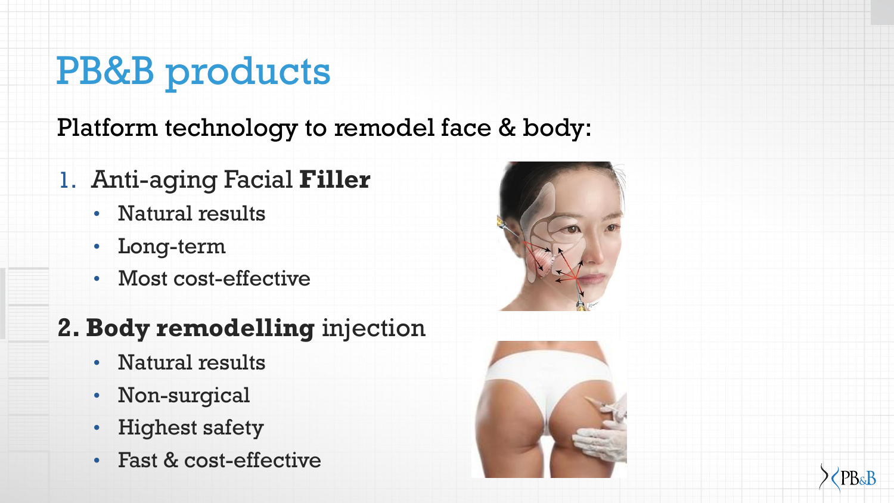# PB&B products

Platform technology to remodel face & body:

1. Anti-aging Facial **Filler**
   - Natural results
   - Long-term
   - Most cost-effective

2. **Body remodelling** injection
   - Natural results
   - Non-surgical
   - Highest safety
   - Fast & cost-effective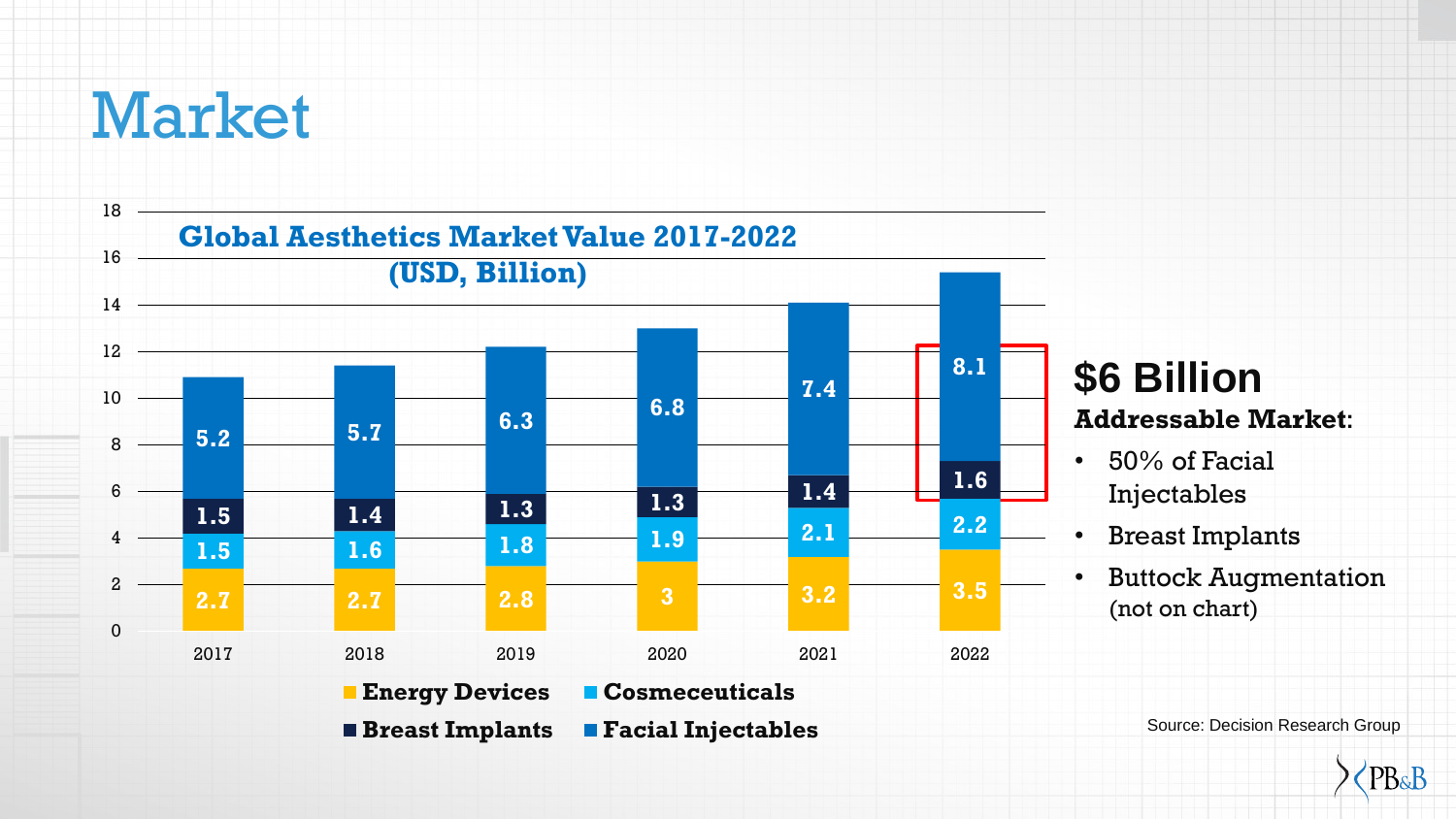# Market

## Global Aesthetics Market Value 2017-2022 (USD, Billion)

| Year | Energy Devices | Cosmeceuticals | Breast Implants | Facial Injectables |
|---|---|---|---|---|
| 2017 | 2.7 | 1.5 | 1.5 | 5.2 |
| 2018 | 2.7 | 1.6 | 1.4 | 5.7 |
| 2019 | 2.8 | 1.8 | 1.3 | 6.3 |
| 2020 | 3 | 1.9 | 1.3 | 6.8 |
| 2021 | 3.2 | 2.1 | 1.4 | 7.4 |
| 2022 | 3.5 | 2.2 | 1.6 | 8.1 |

## $6 Billion

**Addressable Market:**

- 50% of Facial Injectables
- Breast Implants
- Buttock Augmentation (not on chart)

Source: Decision Research Group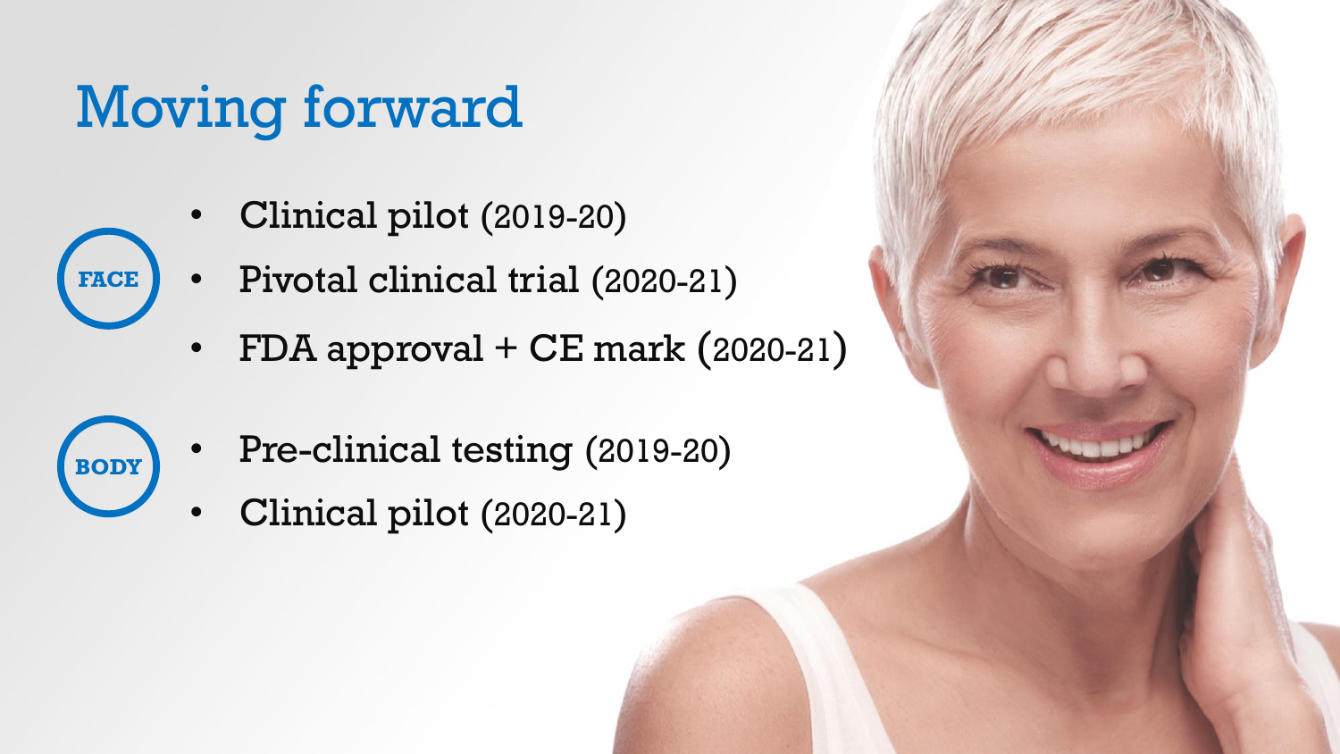# Moving forward

**FACE**

- Clinical pilot (2019-20)
- Pivotal clinical trial (2020-21)
- FDA approval + CE mark (2020-21)

**BODY**

- Pre-clinical testing (2019-20)
- Clinical pilot (2020-21)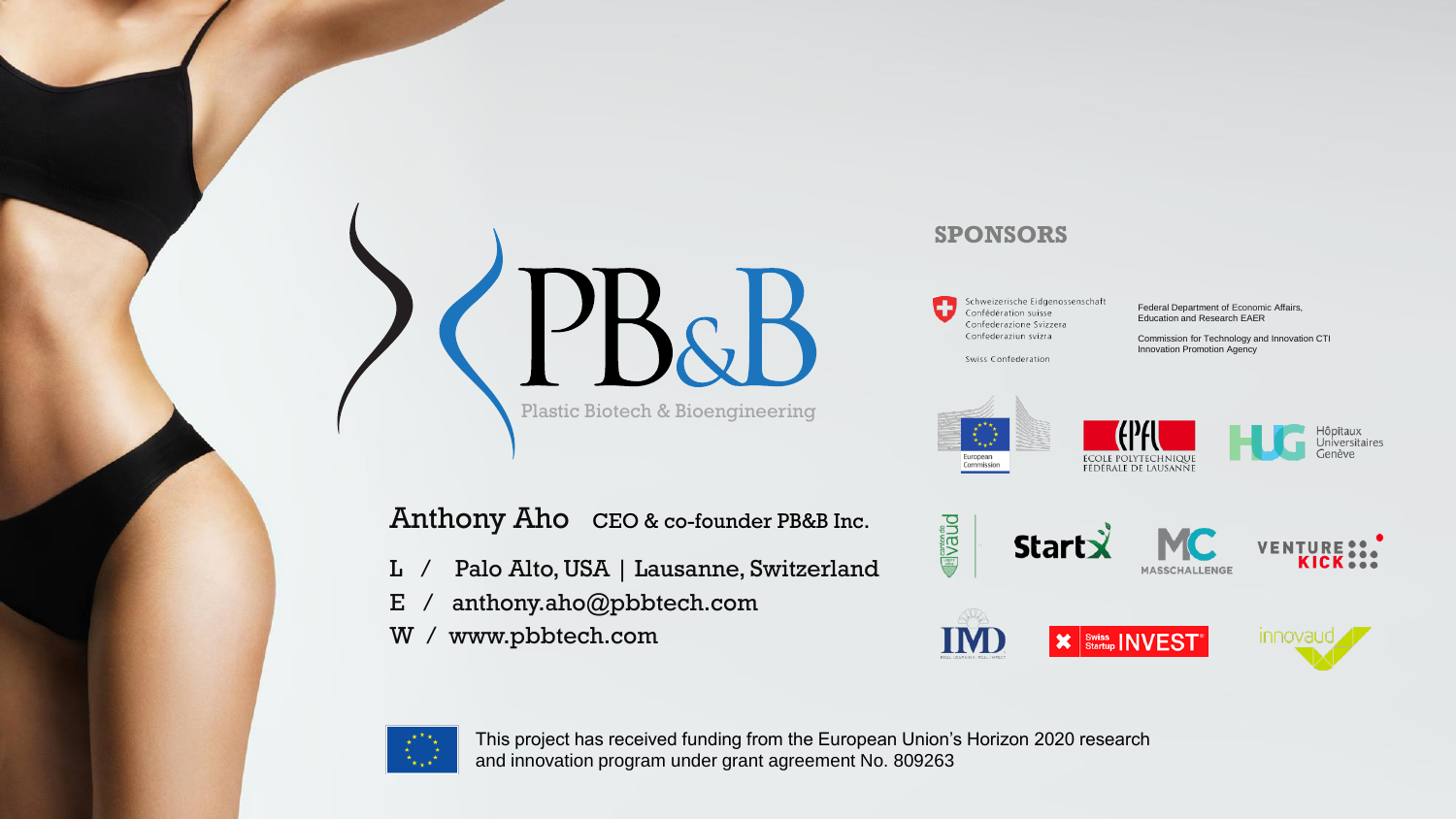# PB&B

Plastic Biotech & Bioengineering

**Anthony Aho** CEO & co-founder PB&B Inc.

L / Palo Alto, USA | Lausanne, Switzerland

E / anthony.aho@pbbtech.com

W / www.pbbtech.com

## SPONSORS

Schweizerische Eidgenossenschaft
Confédération suisse
Confederazione Svizzera
Confederaziun svizra

Swiss Confederation

Federal Department of Economic Affairs, Education and Research EAER

Commission for Technology and Innovation CTI
Innovation Promotion Agency

European Commission

EPFL
ECOLE POLYTECHNIQUE FÉDÉRALE DE LAUSANNE

HUG Hôpitaux Universitaires Genève

canton de Vaud

StartX

MC MASSCHALLENGE

VENTURE KICK

IMD

Swiss Startup INVEST

innovaud

This project has received funding from the European Union's Horizon 2020 research and innovation program under grant agreement No. 809263